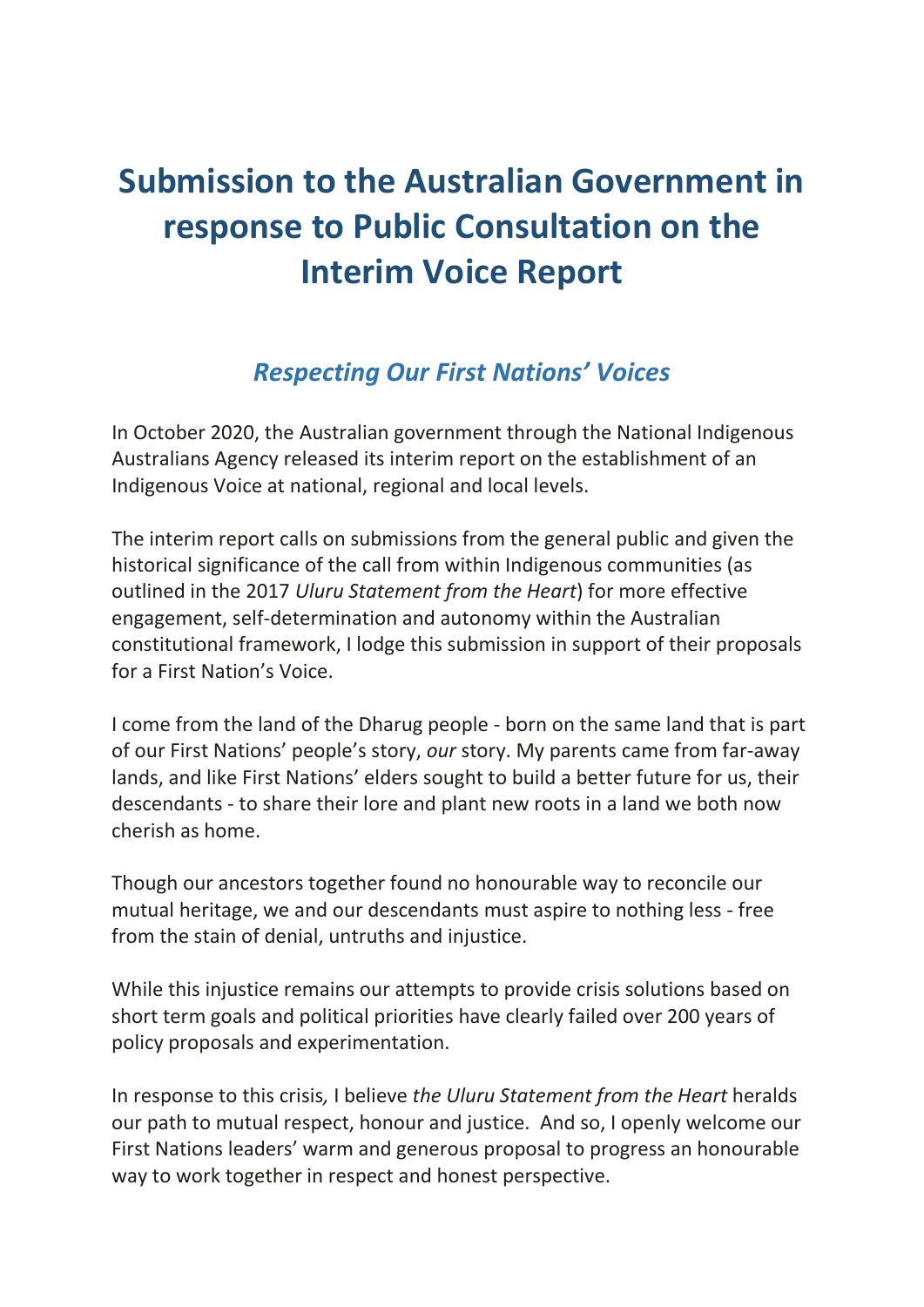# Submission to the Australian Government in response to Public Consultation on the Interim Voice Report

## *Respecting Our First Nations' Voices*

In October 2020, the Australian government through the National Indigenous Australians Agency released its interim report on the establishment of an Indigenous Voice at national, regional and local levels.

The interim report calls on submissions from the general public and given the historical significance of the call from within Indigenous communities (as outlined in the 2017 *Uluru Statement from the Heart*) for more effective engagement, self-determination and autonomy within the Australian constitutional framework, I lodge this submission in support of their proposals for a First Nation's Voice.

I come from the land of the Dharug people - born on the same land that is part of our First Nations' people's story, *our* story. My parents came from far-away lands, and like First Nations' elders sought to build a better future for us, their descendants - to share their lore and plant new roots in a land we both now cherish as home.

Though our ancestors together found no honourable way to reconcile our mutual heritage, we and our descendants must aspire to nothing less - free from the stain of denial, untruths and injustice.

While this injustice remains our attempts to provide crisis solutions based on short term goals and political priorities have clearly failed over 200 years of policy proposals and experimentation.

In response to this crisis*,* I believe *the Uluru Statement from the Heart* heralds our path to mutual respect, honour and justice. And so, I openly welcome our First Nations leaders' warm and generous proposal to progress an honourable way to work together in respect and honest perspective.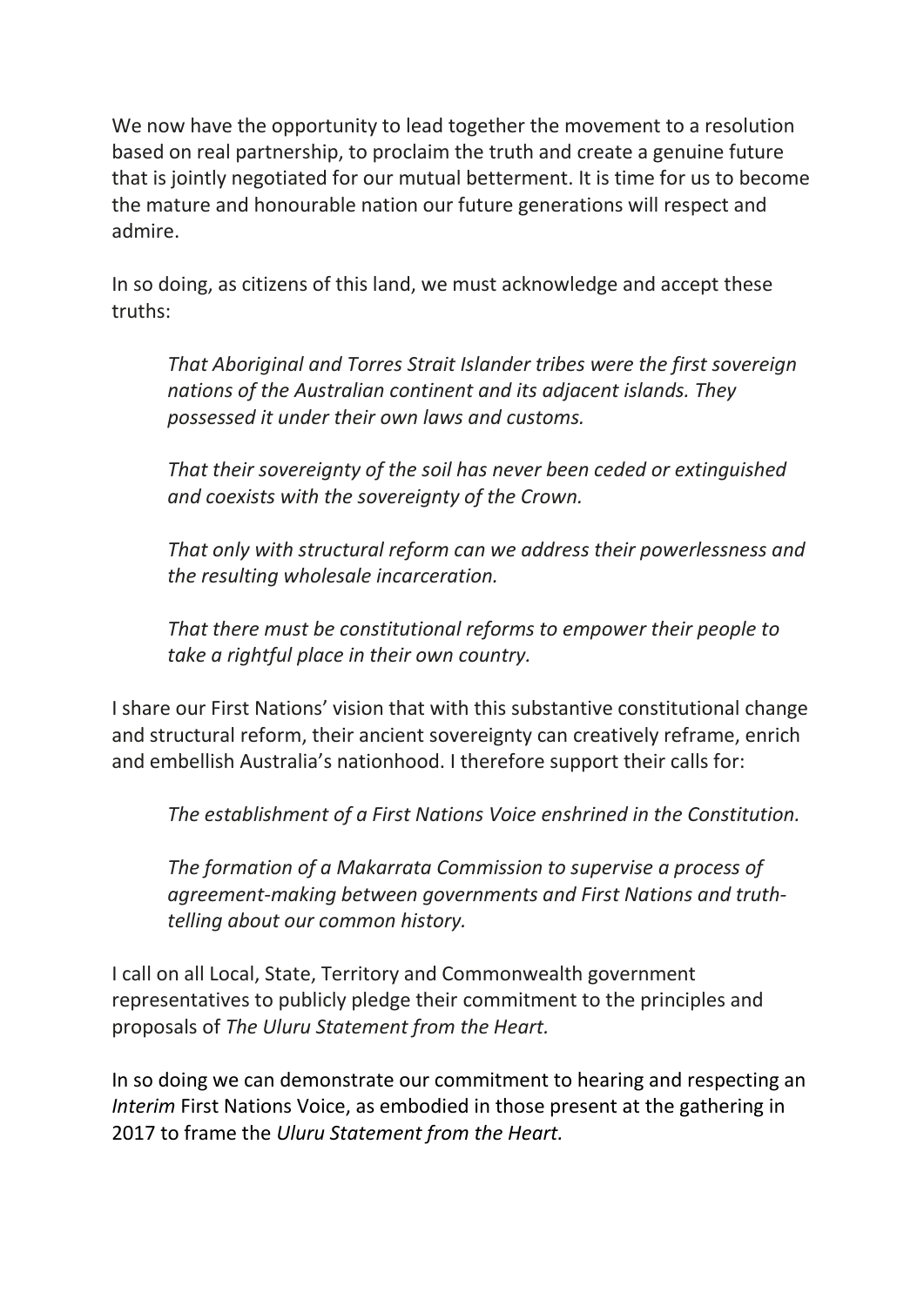We now have the opportunity to lead together the movement to a resolution based on real partnership, to proclaim the truth and create a genuine future that is jointly negotiated for our mutual betterment. It is time for us to become the mature and honourable nation our future generations will respect and admire.

In so doing, as citizens of this land, we must acknowledge and accept these truths:

> *That Aboriginal and Torres Strait Islander tribes were the first sovereign nations of the Australian continent and its adjacent islands. They possessed it under their own laws and customs.*
>
> *That their sovereignty of the soil has never been ceded or extinguished and coexists with the sovereignty of the Crown.*
>
> *That only with structural reform can we address their powerlessness and the resulting wholesale incarceration.*
>
> *That there must be constitutional reforms to empower their people to take a rightful place in their own country.*

I share our First Nations' vision that with this substantive constitutional change and structural reform, their ancient sovereignty can creatively reframe, enrich and embellish Australia's nationhood. I therefore support their calls for:

> *The establishment of a First Nations Voice enshrined in the Constitution.*
>
> *The formation of a Makarrata Commission to supervise a process of agreement-making between governments and First Nations and truth-telling about our common history.*

I call on all Local, State, Territory and Commonwealth government representatives to publicly pledge their commitment to the principles and proposals of *The Uluru Statement from the Heart.*

In so doing we can demonstrate our commitment to hearing and respecting an *Interim* First Nations Voice, as embodied in those present at the gathering in 2017 to frame the *Uluru Statement from the Heart.*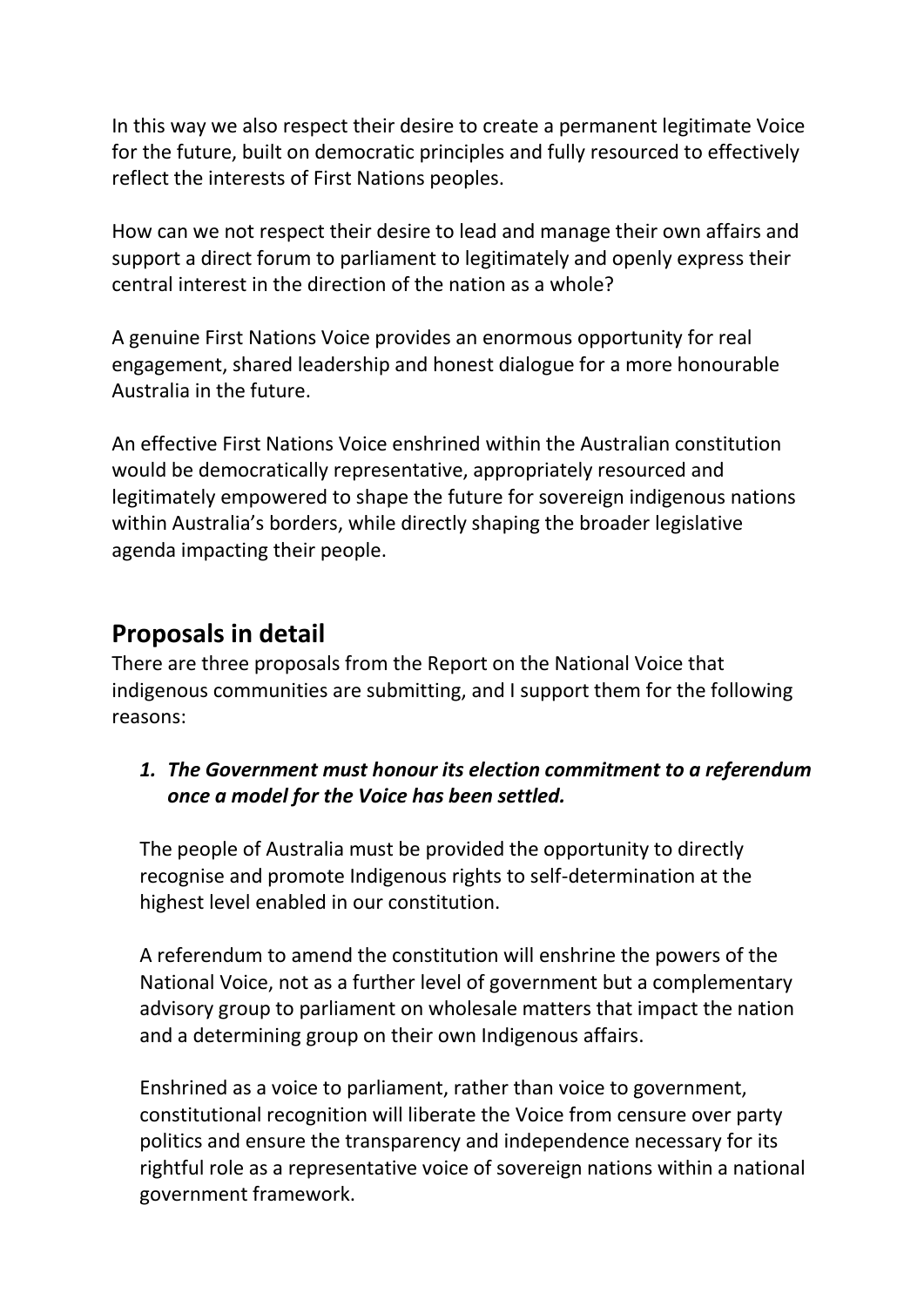In this way we also respect their desire to create a permanent legitimate Voice for the future, built on democratic principles and fully resourced to effectively reflect the interests of First Nations peoples.

How can we not respect their desire to lead and manage their own affairs and support a direct forum to parliament to legitimately and openly express their central interest in the direction of the nation as a whole?

A genuine First Nations Voice provides an enormous opportunity for real engagement, shared leadership and honest dialogue for a more honourable Australia in the future.

An effective First Nations Voice enshrined within the Australian constitution would be democratically representative, appropriately resourced and legitimately empowered to shape the future for sovereign indigenous nations within Australia's borders, while directly shaping the broader legislative agenda impacting their people.

## Proposals in detail

There are three proposals from the Report on the National Voice that indigenous communities are submitting, and I support them for the following reasons:

1. ***The Government must honour its election commitment to a referendum once a model for the Voice has been settled.***

   The people of Australia must be provided the opportunity to directly recognise and promote Indigenous rights to self-determination at the highest level enabled in our constitution.

   A referendum to amend the constitution will enshrine the powers of the National Voice, not as a further level of government but a complementary advisory group to parliament on wholesale matters that impact the nation and a determining group on their own Indigenous affairs.

   Enshrined as a voice to parliament, rather than voice to government, constitutional recognition will liberate the Voice from censure over party politics and ensure the transparency and independence necessary for its rightful role as a representative voice of sovereign nations within a national government framework.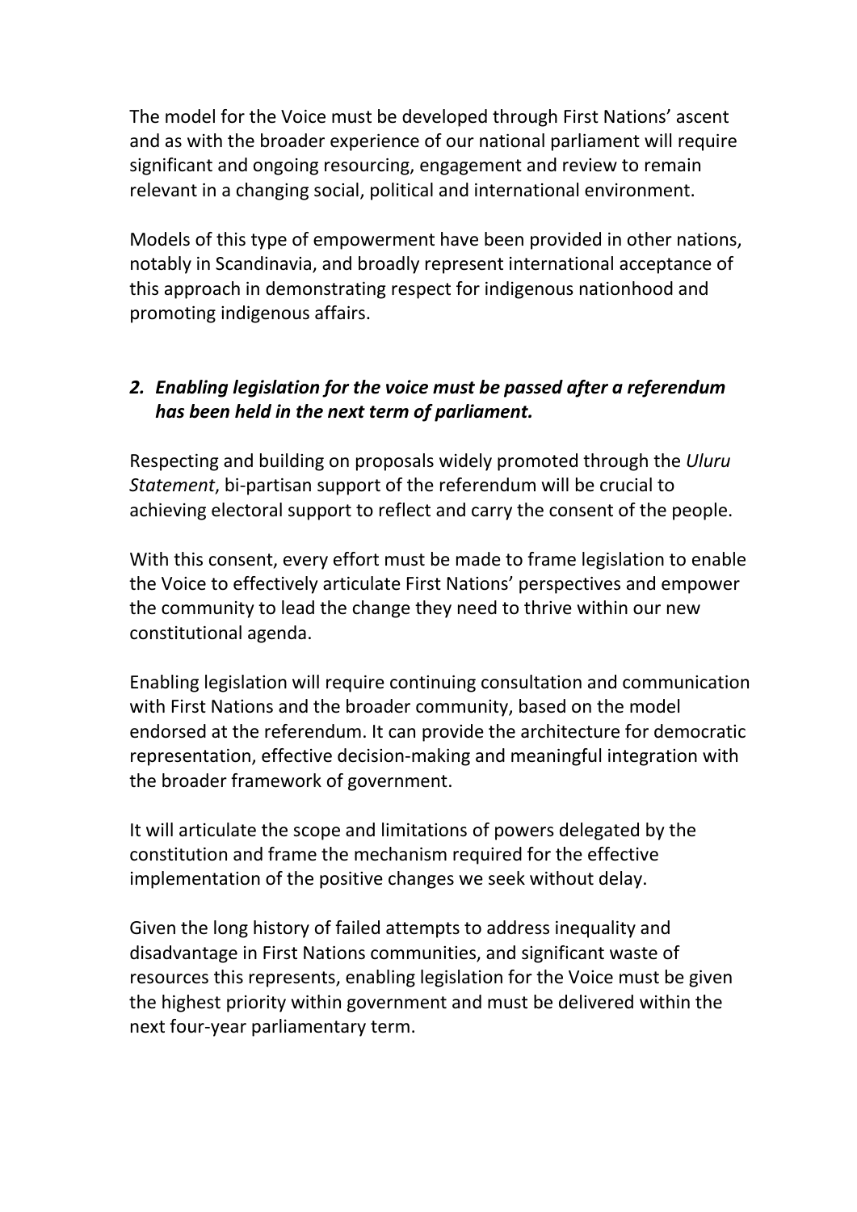The model for the Voice must be developed through First Nations' ascent and as with the broader experience of our national parliament will require significant and ongoing resourcing, engagement and review to remain relevant in a changing social, political and international environment.

Models of this type of empowerment have been provided in other nations, notably in Scandinavia, and broadly represent international acceptance of this approach in demonstrating respect for indigenous nationhood and promoting indigenous affairs.

### *2. Enabling legislation for the voice must be passed after a referendum has been held in the next term of parliament.*

Respecting and building on proposals widely promoted through the *Uluru Statement*, bi-partisan support of the referendum will be crucial to achieving electoral support to reflect and carry the consent of the people.

With this consent, every effort must be made to frame legislation to enable the Voice to effectively articulate First Nations' perspectives and empower the community to lead the change they need to thrive within our new constitutional agenda.

Enabling legislation will require continuing consultation and communication with First Nations and the broader community, based on the model endorsed at the referendum. It can provide the architecture for democratic representation, effective decision-making and meaningful integration with the broader framework of government.

It will articulate the scope and limitations of powers delegated by the constitution and frame the mechanism required for the effective implementation of the positive changes we seek without delay.

Given the long history of failed attempts to address inequality and disadvantage in First Nations communities, and significant waste of resources this represents, enabling legislation for the Voice must be given the highest priority within government and must be delivered within the next four-year parliamentary term.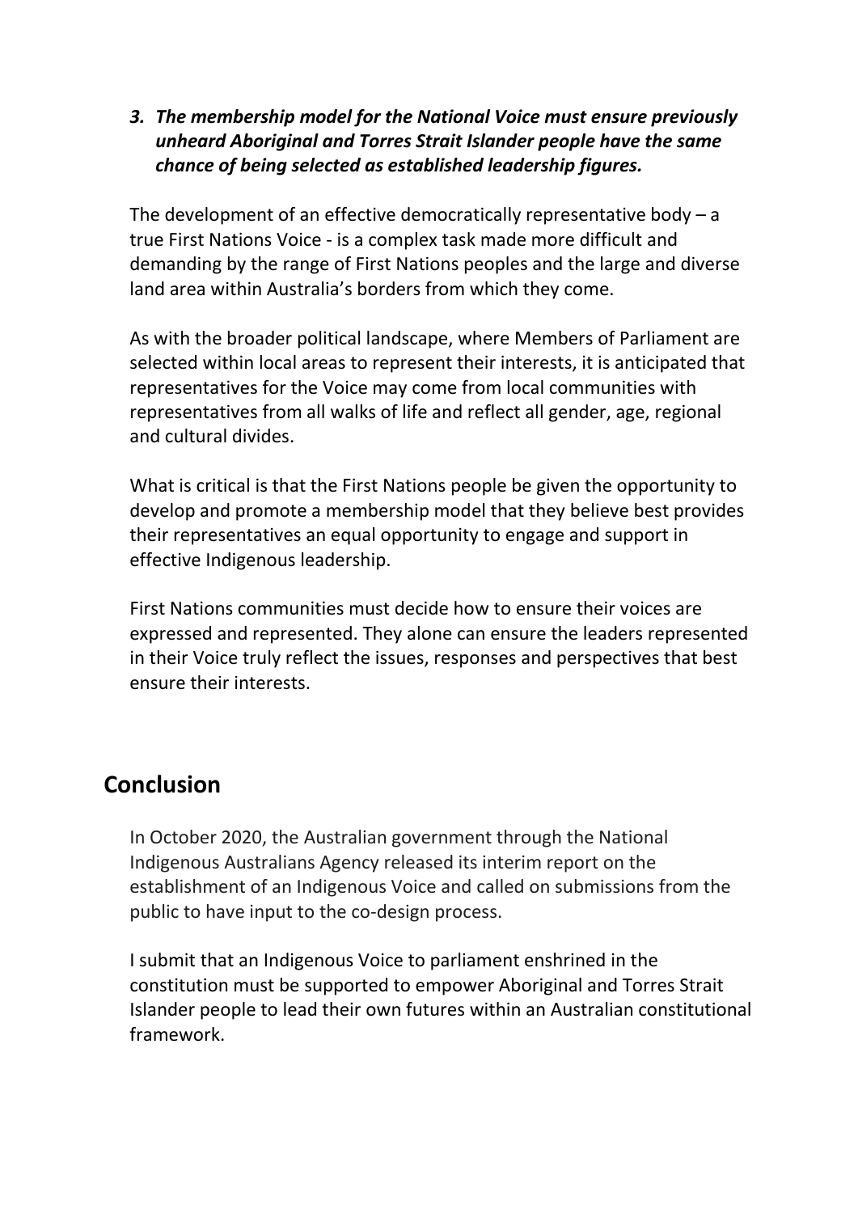3. ***The membership model for the National Voice must ensure previously unheard Aboriginal and Torres Strait Islander people have the same chance of being selected as established leadership figures.***

The development of an effective democratically representative body – a true First Nations Voice - is a complex task made more difficult and demanding by the range of First Nations peoples and the large and diverse land area within Australia's borders from which they come.

As with the broader political landscape, where Members of Parliament are selected within local areas to represent their interests, it is anticipated that representatives for the Voice may come from local communities with representatives from all walks of life and reflect all gender, age, regional and cultural divides.

What is critical is that the First Nations people be given the opportunity to develop and promote a membership model that they believe best provides their representatives an equal opportunity to engage and support in effective Indigenous leadership.

First Nations communities must decide how to ensure their voices are expressed and represented. They alone can ensure the leaders represented in their Voice truly reflect the issues, responses and perspectives that best ensure their interests.

## Conclusion

In October 2020, the Australian government through the National Indigenous Australians Agency released its interim report on the establishment of an Indigenous Voice and called on submissions from the public to have input to the co-design process.

I submit that an Indigenous Voice to parliament enshrined in the constitution must be supported to empower Aboriginal and Torres Strait Islander people to lead their own futures within an Australian constitutional framework.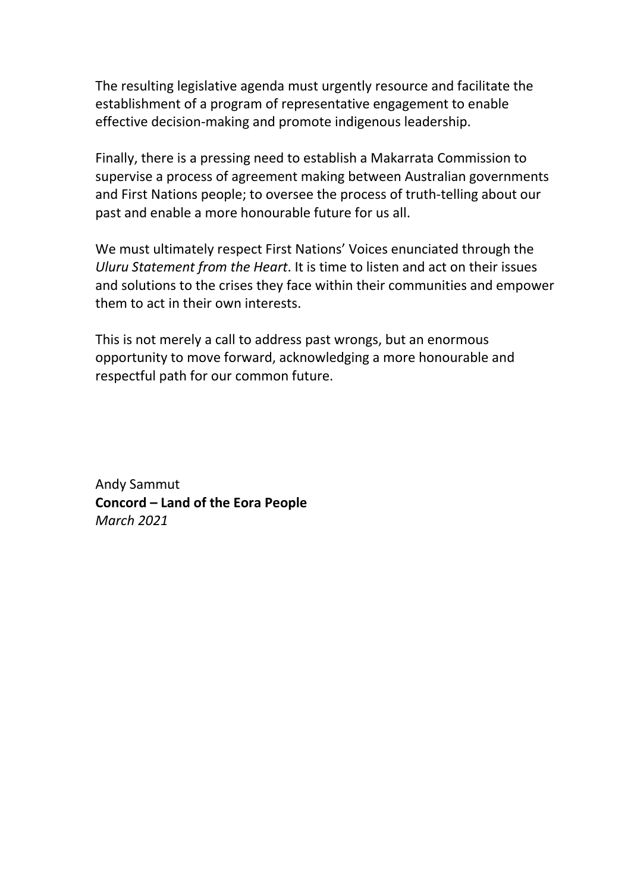The resulting legislative agenda must urgently resource and facilitate the establishment of a program of representative engagement to enable effective decision-making and promote indigenous leadership.

Finally, there is a pressing need to establish a Makarrata Commission to supervise a process of agreement making between Australian governments and First Nations people; to oversee the process of truth-telling about our past and enable a more honourable future for us all.

We must ultimately respect First Nations' Voices enunciated through the *Uluru Statement from the Heart*. It is time to listen and act on their issues and solutions to the crises they face within their communities and empower them to act in their own interests.

This is not merely a call to address past wrongs, but an enormous opportunity to move forward, acknowledging a more honourable and respectful path for our common future.

Andy Sammut
**Concord – Land of the Eora People**
*March 2021*